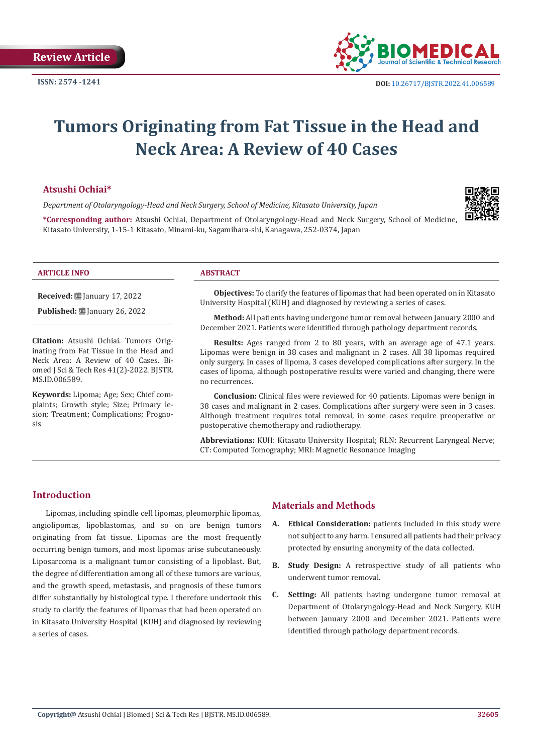Review Article

ISSN: 2574 -1241

DOI: 10.26717/BJSTR.2022.41.006589

# Tumors Originating from Fat Tissue in the Head and Neck Area: A Review of 40 Cases

**Atsushi Ochiai***

*Department of Otolaryngology-Head and Neck Surgery, School of Medicine, Kitasato University, Japan*

**\*Corresponding author:** Atsushi Ochiai, Department of Otolaryngology-Head and Neck Surgery, School of Medicine, Kitasato University, 1-15-1 Kitasato, Minami-ku, Sagamihara-shi, Kanagawa, 252-0374, Japan

### ARTICLE INFO

**Received:** January 17, 2022

**Published:** January 26, 2022

**Citation:** Atsushi Ochiai. Tumors Originating from Fat Tissue in the Head and Neck Area: A Review of 40 Cases. Biomed J Sci & Tech Res 41(2)-2022. BJSTR. MS.ID.006589.

**Keywords:** Lipoma; Age; Sex; Chief complaints; Growth style; Size; Primary lesion; Treatment; Complications; Prognosis

### ABSTRACT

**Objectives:** To clarify the features of lipomas that had been operated on in Kitasato University Hospital (KUH) and diagnosed by reviewing a series of cases.

**Method:** All patients having undergone tumor removal between January 2000 and December 2021. Patients were identified through pathology department records.

**Results:** Ages ranged from 2 to 80 years, with an average age of 47.1 years. Lipomas were benign in 38 cases and malignant in 2 cases. All 38 lipomas required only surgery. In cases of lipoma, 3 cases developed complications after surgery. In the cases of lipoma, although postoperative results were varied and changing, there were no recurrences.

**Conclusion:** Clinical files were reviewed for 40 patients. Lipomas were benign in 38 cases and malignant in 2 cases. Complications after surgery were seen in 3 cases. Although treatment requires total removal, in some cases require preoperative or postoperative chemotherapy and radiotherapy.

**Abbreviations:** KUH: Kitasato University Hospital; RLN: Recurrent Laryngeal Nerve; CT: Computed Tomography; MRI: Magnetic Resonance Imaging

## Introduction

Lipomas, including spindle cell lipomas, pleomorphic lipomas, angiolipomas, lipoblastomas, and so on are benign tumors originating from fat tissue. Lipomas are the most frequently occurring benign tumors, and most lipomas arise subcutaneously. Liposarcoma is a malignant tumor consisting of a lipoblast. But, the degree of differentiation among all of these tumors are various, and the growth speed, metastasis, and prognosis of these tumors differ substantially by histological type. I therefore undertook this study to clarify the features of lipomas that had been operated on in Kitasato University Hospital (KUH) and diagnosed by reviewing a series of cases.

## Materials and Methods

A. **Ethical Consideration:** patients included in this study were not subject to any harm. I ensured all patients had their privacy protected by ensuring anonymity of the data collected.

B. **Study Design:** A retrospective study of all patients who underwent tumor removal.

C. **Setting:** All patients having undergone tumor removal at Department of Otolaryngology-Head and Neck Surgery, KUH between January 2000 and December 2021. Patients were identified through pathology department records.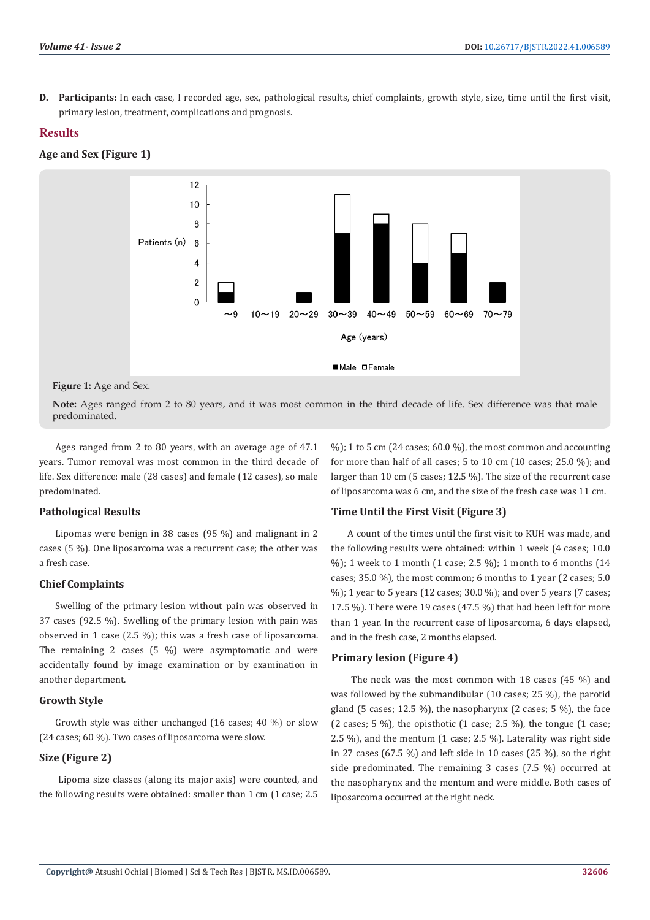D. **Participants:** In each case, I recorded age, sex, pathological results, chief complaints, growth style, size, time until the first visit, primary lesion, treatment, complications and prognosis.

## Results

### Age and Sex (Figure 1)

**Figure 1:** Age and Sex.

**Note:** Ages ranged from 2 to 80 years, and it was most common in the third decade of life. Sex difference was that male predominated.

Ages ranged from 2 to 80 years, with an average age of 47.1 years. Tumor removal was most common in the third decade of life. Sex difference: male (28 cases) and female (12 cases), so male predominated.

### Pathological Results

Lipomas were benign in 38 cases (95 %) and malignant in 2 cases (5 %). One liposarcoma was a recurrent case; the other was a fresh case.

### Chief Complaints

Swelling of the primary lesion without pain was observed in 37 cases (92.5 %). Swelling of the primary lesion with pain was observed in 1 case (2.5 %); this was a fresh case of liposarcoma. The remaining 2 cases (5 %) were asymptomatic and were accidentally found by image examination or by examination in another department.

### Growth Style

Growth style was either unchanged (16 cases; 40 %) or slow (24 cases; 60 %). Two cases of liposarcoma were slow.

### Size (Figure 2)

Lipoma size classes (along its major axis) were counted, and the following results were obtained: smaller than 1 cm (1 case; 2.5 %); 1 to 5 cm (24 cases; 60.0 %), the most common and accounting for more than half of all cases; 5 to 10 cm (10 cases; 25.0 %); and larger than 10 cm (5 cases; 12.5 %). The size of the recurrent case of liposarcoma was 6 cm, and the size of the fresh case was 11 cm.

### Time Until the First Visit (Figure 3)

A count of the times until the first visit to KUH was made, and the following results were obtained: within 1 week (4 cases; 10.0 %); 1 week to 1 month (1 case; 2.5 %); 1 month to 6 months (14 cases; 35.0 %), the most common; 6 months to 1 year (2 cases; 5.0 %); 1 year to 5 years (12 cases; 30.0 %); and over 5 years (7 cases; 17.5 %). There were 19 cases (47.5 %) that had been left for more than 1 year. In the recurrent case of liposarcoma, 6 days elapsed, and in the fresh case, 2 months elapsed.

### Primary lesion (Figure 4)

The neck was the most common with 18 cases (45 %) and was followed by the submandibular (10 cases; 25 %), the parotid gland (5 cases; 12.5 %), the nasopharynx (2 cases; 5 %), the face (2 cases; 5 %), the opisthotic (1 case; 2.5 %), the tongue (1 case; 2.5 %), and the mentum (1 case; 2.5 %). Laterality was right side in 27 cases (67.5 %) and left side in 10 cases (25 %), so the right side predominated. The remaining 3 cases (7.5 %) occurred at the nasopharynx and the mentum and were middle. Both cases of liposarcoma occurred at the right neck.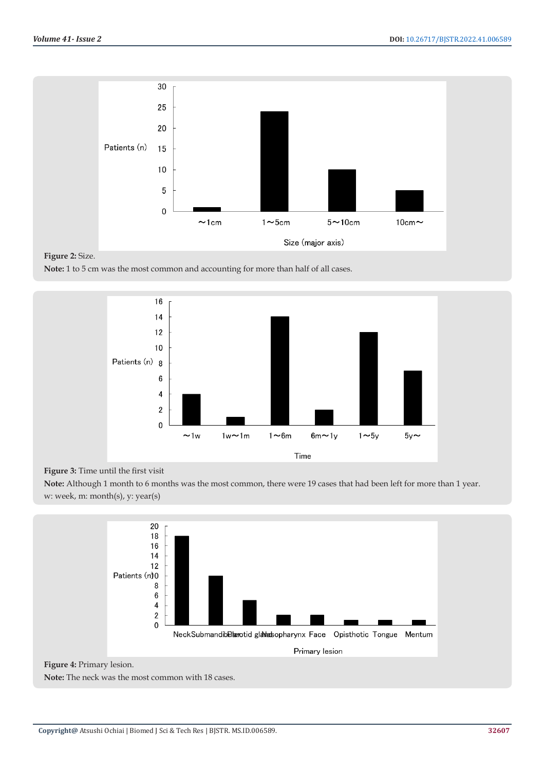**Figure 2:** Size.

**Note:** 1 to 5 cm was the most common and accounting for more than half of all cases.

**Figure 3:** Time until the first visit

**Note:** Although 1 month to 6 months was the most common, there were 19 cases that had been left for more than 1 year. w: week, m: month(s), y: year(s)

**Figure 4:** Primary lesion.

**Note:** The neck was the most common with 18 cases.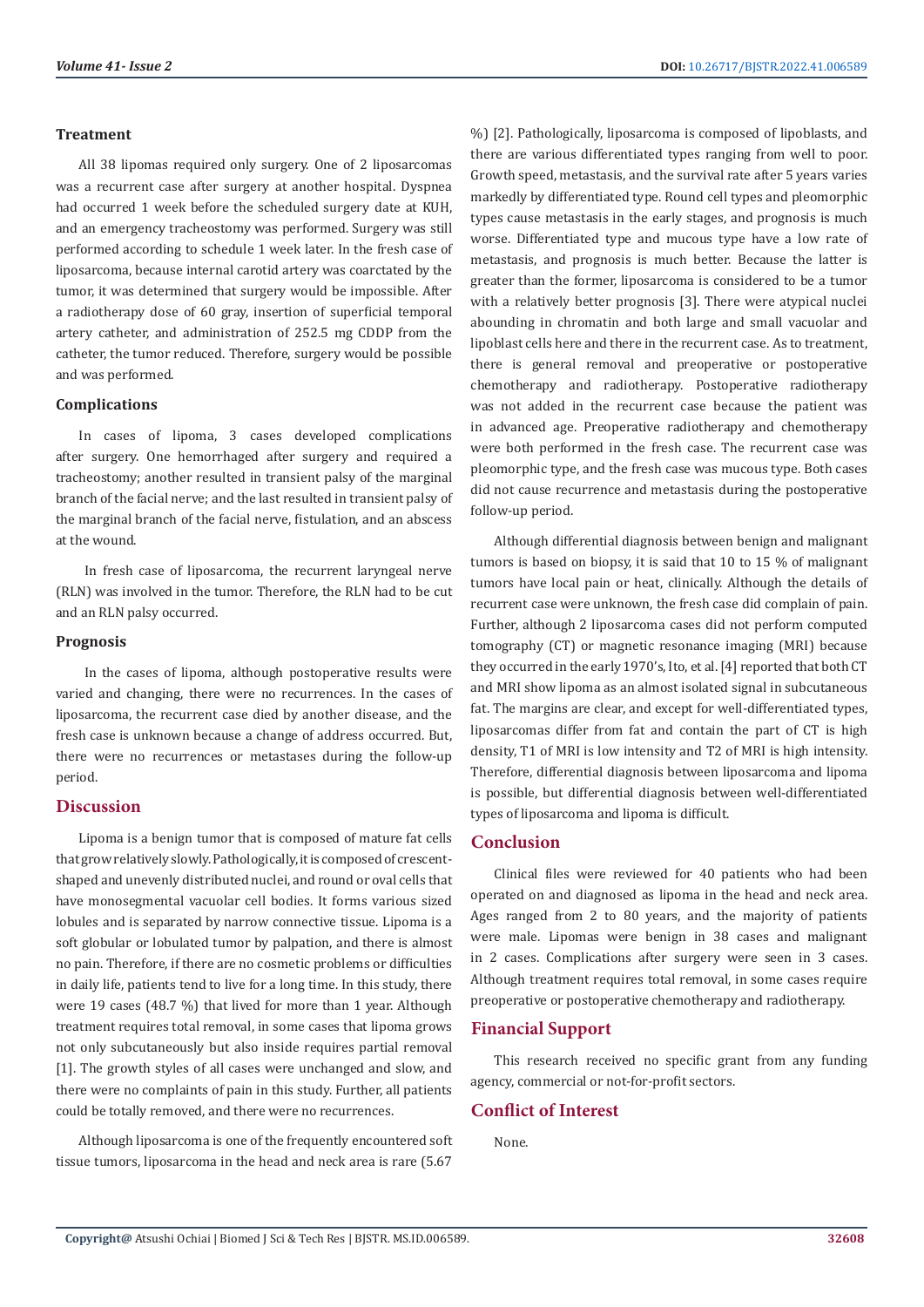### Treatment

All 38 lipomas required only surgery. One of 2 liposarcomas was a recurrent case after surgery at another hospital. Dyspnea had occurred 1 week before the scheduled surgery date at KUH, and an emergency tracheostomy was performed. Surgery was still performed according to schedule 1 week later. In the fresh case of liposarcoma, because internal carotid artery was coarctaded by the tumor, it was determined that surgery would be impossible. After a radiotherapy dose of 60 gray, insertion of superficial temporal artery catheter, and administration of 252.5 mg CDDP from the catheter, the tumor reduced. Therefore, surgery would be possible and was performed.

### Complications

In cases of lipoma, 3 cases developed complications after surgery. One hemorrhaged after surgery and required a tracheostomy; another resulted in transient palsy of the marginal branch of the facial nerve; and the last resulted in transient palsy of the marginal branch of the facial nerve, fistulation, and an abscess at the wound.

In fresh case of liposarcoma, the recurrent laryngeal nerve (RLN) was involved in the tumor. Therefore, the RLN had to be cut and an RLN palsy occurred.

### Prognosis

In the cases of lipoma, although postoperative results were varied and changing, there were no recurrences. In the cases of liposarcoma, the recurrent case died by another disease, and the fresh case is unknown because a change of address occurred. But, there were no recurrences or metastases during the follow-up period.

## Discussion

Lipoma is a benign tumor that is composed of mature fat cells that grow relatively slowly. Pathologically, it is composed of crescent-shaped and unevenly distributed nuclei, and round or oval cells that have monosegmental vacuolar cell bodies. It forms various sized lobules and is separated by narrow connective tissue. Lipoma is a soft globular or lobulated tumor by palpation, and there is almost no pain. Therefore, if there are no cosmetic problems or difficulties in daily life, patients tend to live for a long time. In this study, there were 19 cases (48.7 %) that lived for more than 1 year. Although treatment requires total removal, in some cases that lipoma grows not only subcutaneously but also inside requires partial removal [1]. The growth styles of all cases were unchanged and slow, and there were no complaints of pain in this study. Further, all patients could be totally removed, and there were no recurrences.

Although liposarcoma is one of the frequently encountered soft tissue tumors, liposarcoma in the head and neck area is rare (5.67 %) [2]. Pathologically, liposarcoma is composed of lipoblasts, and there are various differentiated types ranging from well to poor. Growth speed, metastasis, and the survival rate after 5 years varies markedly by differentiated type. Round cell types and pleomorphic types cause metastasis in the early stages, and prognosis is much worse. Differentiated type and mucous type have a low rate of metastasis, and prognosis is much better. Because the latter is greater than the former, liposarcoma is considered to be a tumor with a relatively better prognosis [3]. There were atypical nuclei abounding in chromatin and both large and small vacuolar and lipoblast cells here and there in the recurrent case. As to treatment, there is general removal and preoperative or postoperative chemotherapy and radiotherapy. Postoperative radiotherapy was not added in the recurrent case because the patient was in advanced age. Preoperative radiotherapy and chemotherapy were both performed in the fresh case. The recurrent case was pleomorphic type, and the fresh case was mucous type. Both cases did not cause recurrence and metastasis during the postoperative follow-up period.

Although differential diagnosis between benign and malignant tumors is based on biopsy, it is said that 10 to 15 % of malignant tumors have local pain or heat, clinically. Although the details of recurrent case were unknown, the fresh case did complain of pain. Further, although 2 liposarcoma cases did not perform computed tomography (CT) or magnetic resonance imaging (MRI) because they occurred in the early 1970's, Ito, et al. [4] reported that both CT and MRI show lipoma as an almost isolated signal in subcutaneous fat. The margins are clear, and except for well-differentiated types, liposarcomas differ from fat and contain the part of CT is high density, T1 of MRI is low intensity and T2 of MRI is high intensity. Therefore, differential diagnosis between liposarcoma and lipoma is possible, but differential diagnosis between well-differentiated types of liposarcoma and lipoma is difficult.

## Conclusion

Clinical files were reviewed for 40 patients who had been operated on and diagnosed as lipoma in the head and neck area. Ages ranged from 2 to 80 years, and the majority of patients were male. Lipomas were benign in 38 cases and malignant in 2 cases. Complications after surgery were seen in 3 cases. Although treatment requires total removal, in some cases require preoperative or postoperative chemotherapy and radiotherapy.

## Financial Support

This research received no specific grant from any funding agency, commercial or not-for-profit sectors.

## Conflict of Interest

None.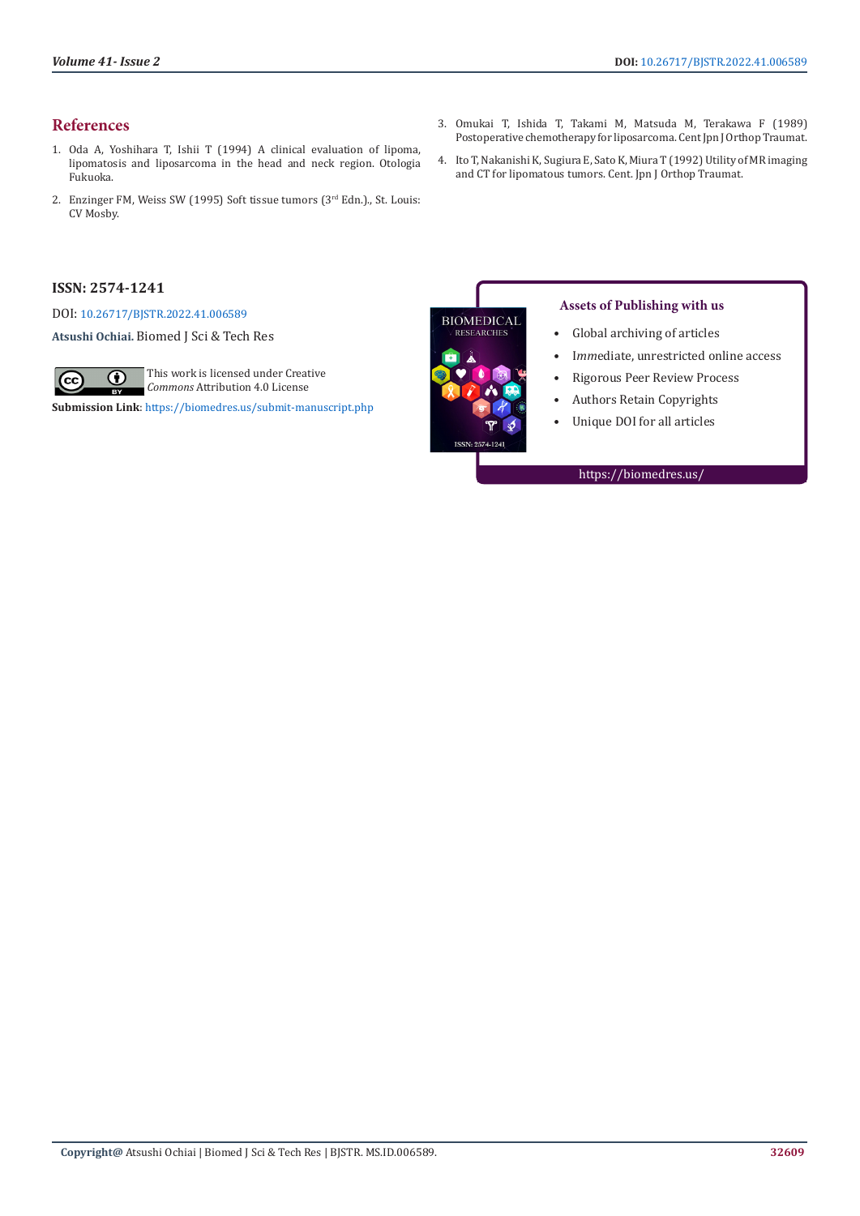## References

1. Oda A, Yoshihara T, Ishii T (1994) A clinical evaluation of lipoma, lipomatosis and liposarcoma in the head and neck region. Otologia Fukuoka.
2. Enzinger FM, Weiss SW (1995) Soft tissue tumors (3rd Edn.)., St. Louis: CV Mosby.
3. Omukai T, Ishida T, Takami M, Matsuda M, Terakawa F (1989) Postoperative chemotherapy for liposarcoma. Cent Jpn J Orthop Traumat.
4. Ito T, Nakanishi K, Sugiura E, Sato K, Miura T (1992) Utility of MR imaging and CT for lipomatous tumors. Cent. Jpn J Orthop Traumat.

**ISSN: 2574-1241**

DOI: 10.26717/BJSTR.2022.41.006589

**Atsushi Ochiai.** Biomed J Sci & Tech Res

This work is licensed under Creative *Commons* Attribution 4.0 License

**Submission Link**: https://biomedres.us/submit-manuscript.php

**Assets of Publishing with us**

- Global archiving of articles
- Immediate, unrestricted online access
- Rigorous Peer Review Process
- Authors Retain Copyrights
- Unique DOI for all articles

https://biomedres.us/